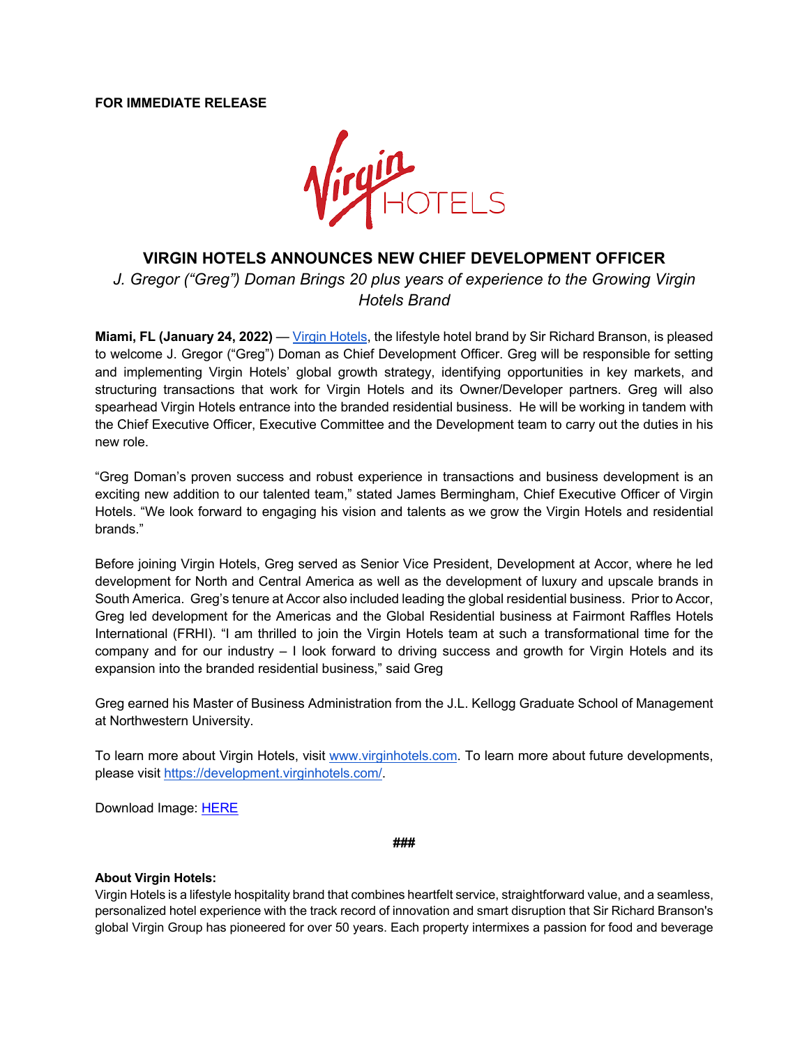**FOR IMMEDIATE RELEASE**

# VIRGIN HOTELS ANNOUNCES NEW CHIEF DEVELOPMENT OFFICER

*J. Gregor ("Greg") Doman Brings 20 plus years of experience to the Growing Virgin Hotels Brand*

**Miami, FL (January 24, 2022)** — Virgin Hotels, the lifestyle hotel brand by Sir Richard Branson, is pleased to welcome J. Gregor ("Greg") Doman as Chief Development Officer. Greg will be responsible for setting and implementing Virgin Hotels' global growth strategy, identifying opportunities in key markets, and structuring transactions that work for Virgin Hotels and its Owner/Developer partners. Greg will also spearhead Virgin Hotels entrance into the branded residential business. He will be working in tandem with the Chief Executive Officer, Executive Committee and the Development team to carry out the duties in his new role.

"Greg Doman's proven success and robust experience in transactions and business development is an exciting new addition to our talented team," stated James Bermingham, Chief Executive Officer of Virgin Hotels. "We look forward to engaging his vision and talents as we grow the Virgin Hotels and residential brands."

Before joining Virgin Hotels, Greg served as Senior Vice President, Development at Accor, where he led development for North and Central America as well as the development of luxury and upscale brands in South America. Greg's tenure at Accor also included leading the global residential business. Prior to Accor, Greg led development for the Americas and the Global Residential business at Fairmont Raffles Hotels International (FRHI). "I am thrilled to join the Virgin Hotels team at such a transformational time for the company and for our industry – I look forward to driving success and growth for Virgin Hotels and its expansion into the branded residential business," said Greg

Greg earned his Master of Business Administration from the J.L. Kellogg Graduate School of Management at Northwestern University.

To learn more about Virgin Hotels, visit www.virginhotels.com. To learn more about future developments, please visit https://development.virginhotels.com/.

Download Image: HERE

###

**About Virgin Hotels:**
Virgin Hotels is a lifestyle hospitality brand that combines heartfelt service, straightforward value, and a seamless, personalized hotel experience with the track record of innovation and smart disruption that Sir Richard Branson's global Virgin Group has pioneered for over 50 years. Each property intermixes a passion for food and beverage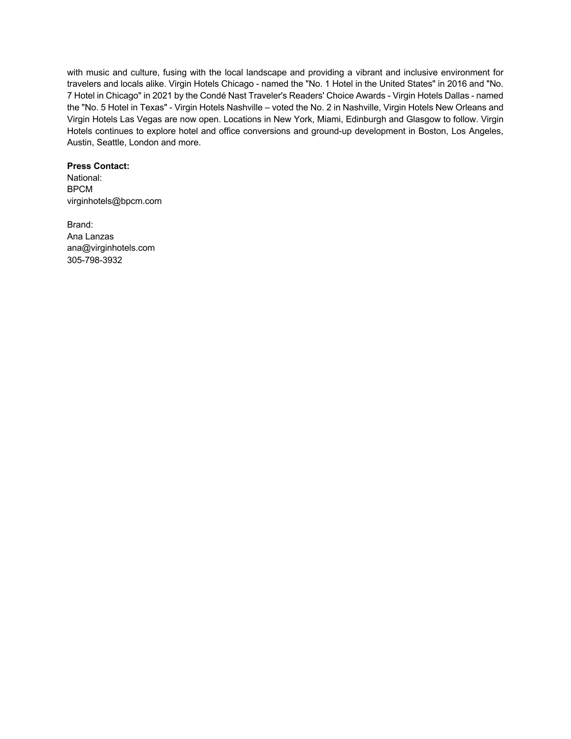with music and culture, fusing with the local landscape and providing a vibrant and inclusive environment for travelers and locals alike. Virgin Hotels Chicago - named the "No. 1 Hotel in the United States" in 2016 and "No. 7 Hotel in Chicago" in 2021 by the Condé Nast Traveler's Readers' Choice Awards - Virgin Hotels Dallas - named the "No. 5 Hotel in Texas" - Virgin Hotels Nashville – voted the No. 2 in Nashville, Virgin Hotels New Orleans and Virgin Hotels Las Vegas are now open. Locations in New York, Miami, Edinburgh and Glasgow to follow. Virgin Hotels continues to explore hotel and office conversions and ground-up development in Boston, Los Angeles, Austin, Seattle, London and more.

**Press Contact:**
National:
BPCM
virginhotels@bpcm.com

Brand:
Ana Lanzas
ana@virginhotels.com
305-798-3932